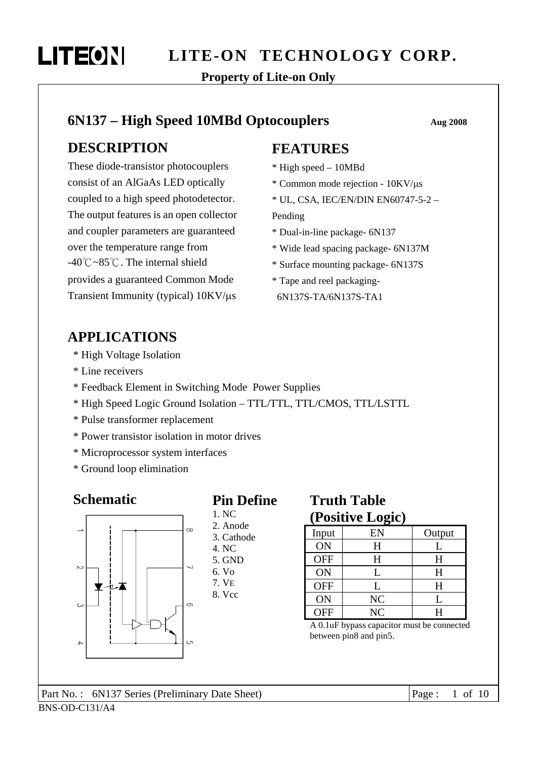LITEON LITE-ON TECHNOLOGY CORP.

**Property of Lite-on Only**

# 6N137 – High Speed 10MBd Optocouplers

Aug 2008

## DESCRIPTION

These diode-transistor photocouplers consist of an AlGaAs LED optically coupled to a high speed photodetector. The output features is an open collector and coupler parameters are guaranteed over the temperature range from -40℃~85℃. The internal shield provides a guaranteed Common Mode Transient Immunity (typical) 10KV/μs

## FEATURES

* High speed – 10MBd
* Common mode rejection - 10KV/μs
* UL, CSA, IEC/EN/DIN EN60747-5-2 – Pending
* Dual-in-line package- 6N137
* Wide lead spacing package- 6N137M
* Surface mounting package- 6N137S
* Tape and reel packaging- 6N137S-TA/6N137S-TA1

## APPLICATIONS

* High Voltage Isolation
* Line receivers
* Feedback Element in Switching Mode Power Supplies
* High Speed Logic Ground Isolation – TTL/TTL, TTL/CMOS, TTL/LSTTL
* Pulse transformer replacement
* Power transistor isolation in motor drives
* Microprocessor system interfaces
* Ground loop elimination

## Schematic

## Pin Define

1. NC
2. Anode
3. Cathode
4. NC
5. GND
6. Vo
7. $V_E$
8. Vcc

## Truth Table (Positive Logic)

| Input | EN | Output |
|---|---|---|
| ON | H | L |
| OFF | H | H |
| ON | L | H |
| OFF | L | H |
| ON | NC | L |
| OFF | NC | H |

A 0.1uF bypass capacitor must be connected between pin8 and pin5.

Part No. : 6N137 Series (Preliminary Date Sheet)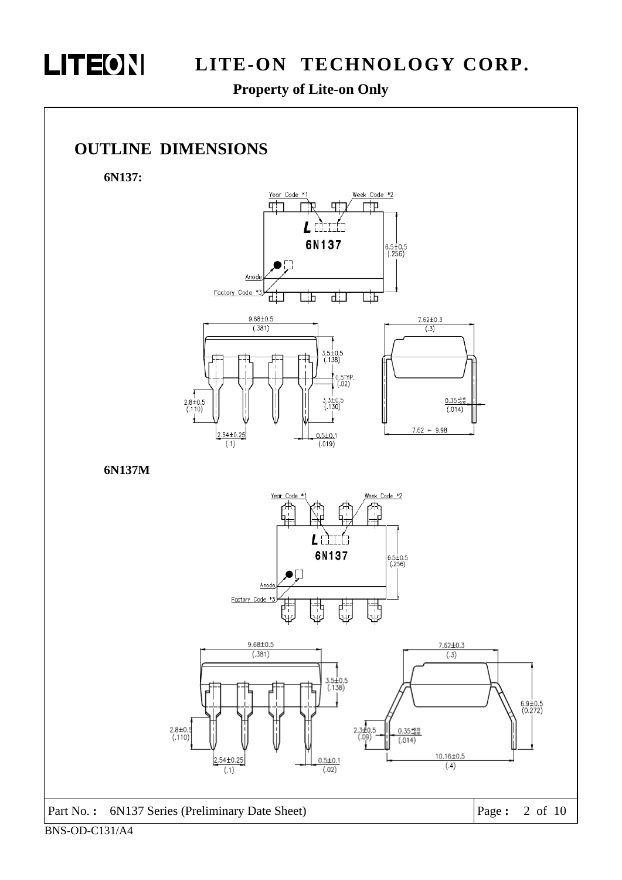## OUTLINE DIMENSIONS

**6N137:**

Year Code *1 — Week Code *2

L 6N137

Anode — Factory Code *3

6.5±0.5 (.256)

9.68±0.5 (.381)

3.5±0.5 (.138)

0.5TYP. (.02)

3.3±0.5 (.130)

2.8±0.5 (.110)

2.54±0.25 (.1)

0.5±0.1 (.019)

7.62±0.3 (.3)

0.35 (.014)

7.62 ~ 9.98

**6N137M**

Year Code *1 — Week Code *2

L 6N137

Anode — Factory Code *3

6.5±0.5 (.256)

9.68±0.5 (.381)

3.5±0.5 (.138)

2.8±0.5 (.110)

2.54±0.25 (.1)

0.5±0.1 (.02)

7.62±0.3 (.3)

6.9±0.5 (0.272)

2.3±0.5 (.09)

0.35 (.014)

10.16±0.5 (.4)

Part No. : 6N137 Series (Preliminary Date Sheet)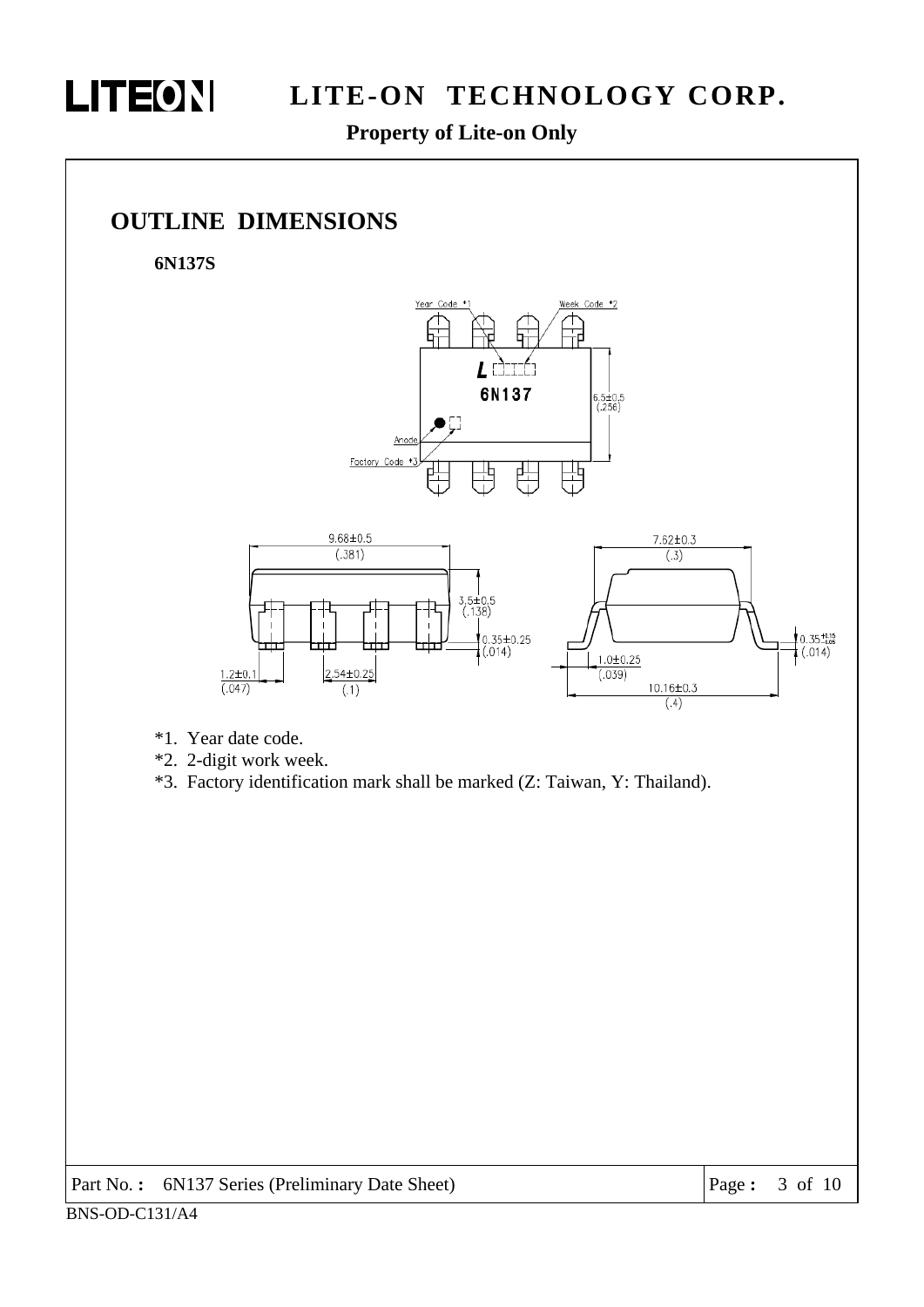# OUTLINE DIMENSIONS

**6N137S**

*1. Year date code.
*2. 2-digit work week.
*3. Factory identification mark shall be marked (Z: Taiwan, Y: Thailand).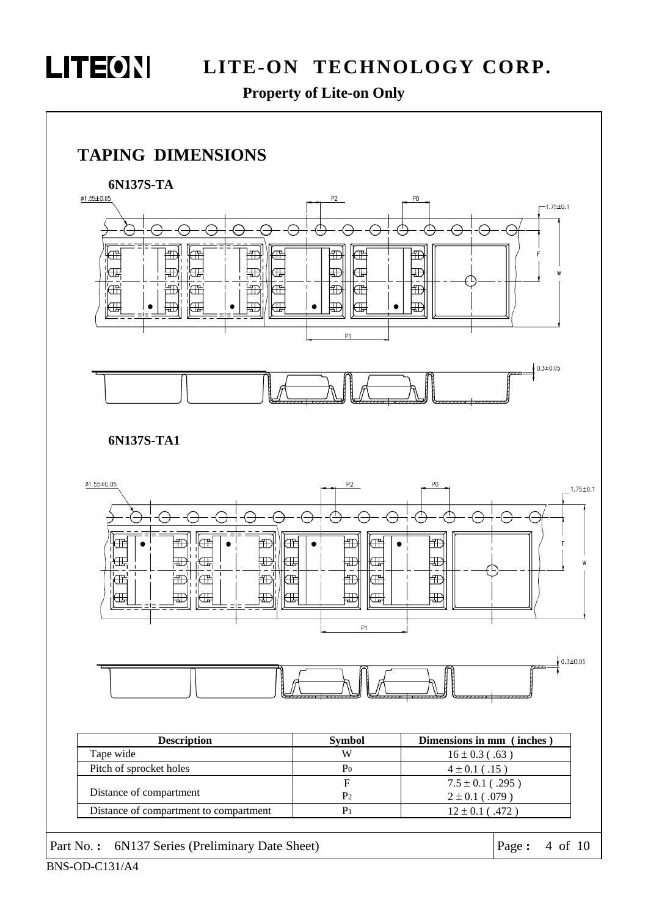## TAPING DIMENSIONS

**6N137S-TA**

ø1.55±0.05 P2 P0 1.75±0.1 F W P1 0.3±0.05

**6N137S-TA1**

ø1.55±0.05 P2 P0 1.75±0.1 F W P1 0.3±0.05

| Description | Symbol | Dimensions in mm ( inches ) |
|---|---|---|
| Tape wide | W | 16 ± 0.3 ( .63 ) |
| Pitch of sprocket holes | $P_0$ | 4 ± 0.1 ( .15 ) |
| Distance of compartment | F | 7.5 ± 0.1 ( .295 ) |
| | $P_2$ | 2 ± 0.1 ( .079 ) |
| Distance of compartment to compartment | $P_1$ | 12 ± 0.1 ( .472 ) |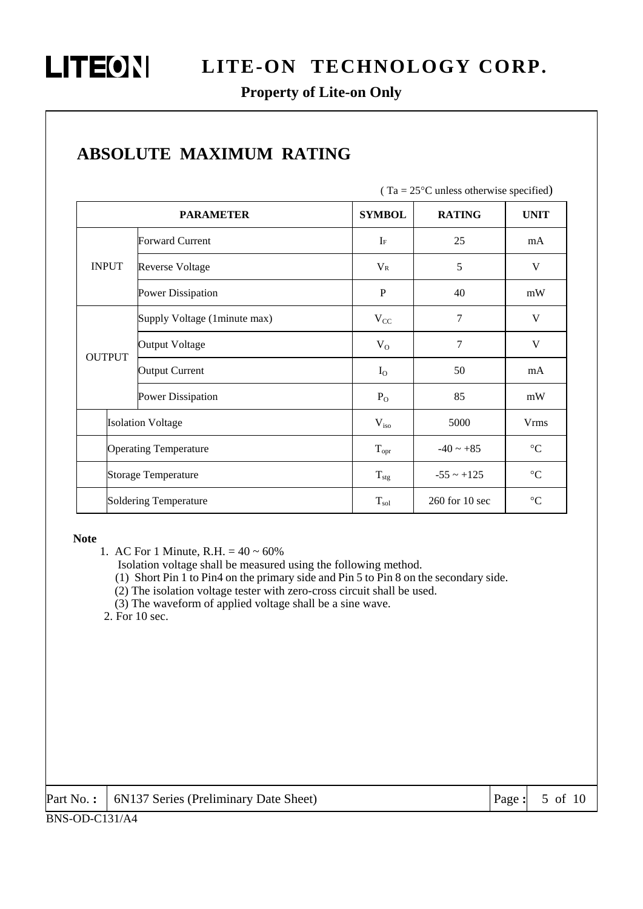## ABSOLUTE MAXIMUM RATING

( Ta = 25°C unless otherwise specified)

| PARAMETER | | SYMBOL | RATING | UNIT |
|---|---|---|---|---|
| INPUT | Forward Current | $I_F$ | 25 | mA |
| | Reverse Voltage | $V_R$ | 5 | V |
| | Power Dissipation | P | 40 | mW |
| OUTPUT | Supply Voltage (1minute max) | $V_{CC}$ | 7 | V |
| | Output Voltage | $V_O$ | 7 | V |
| | Output Current | $I_O$ | 50 | mA |
| | Power Dissipation | $P_O$ | 85 | mW |
| | Isolation Voltage | $V_{iso}$ | 5000 | Vrms |
| | Operating Temperature | $T_{opr}$ | -40 ~ +85 | °C |
| | Storage Temperature | $T_{stg}$ | -55 ~ +125 | °C |
| | Soldering Temperature | $T_{sol}$ | 260 for 10 sec | °C |

**Note**

1. AC For 1 Minute, R.H. = 40 ~ 60%
   Isolation voltage shall be measured using the following method.
   (1) Short Pin 1 to Pin4 on the primary side and Pin 5 to Pin 8 on the secondary side.
   (2) The isolation voltage tester with zero-cross circuit shall be used.
   (3) The waveform of applied voltage shall be a sine wave.
2. For 10 sec.

| Part No. : | 6N137 Series (Preliminary Date Sheet) |
|---|---|

BNS-OD-C131/A4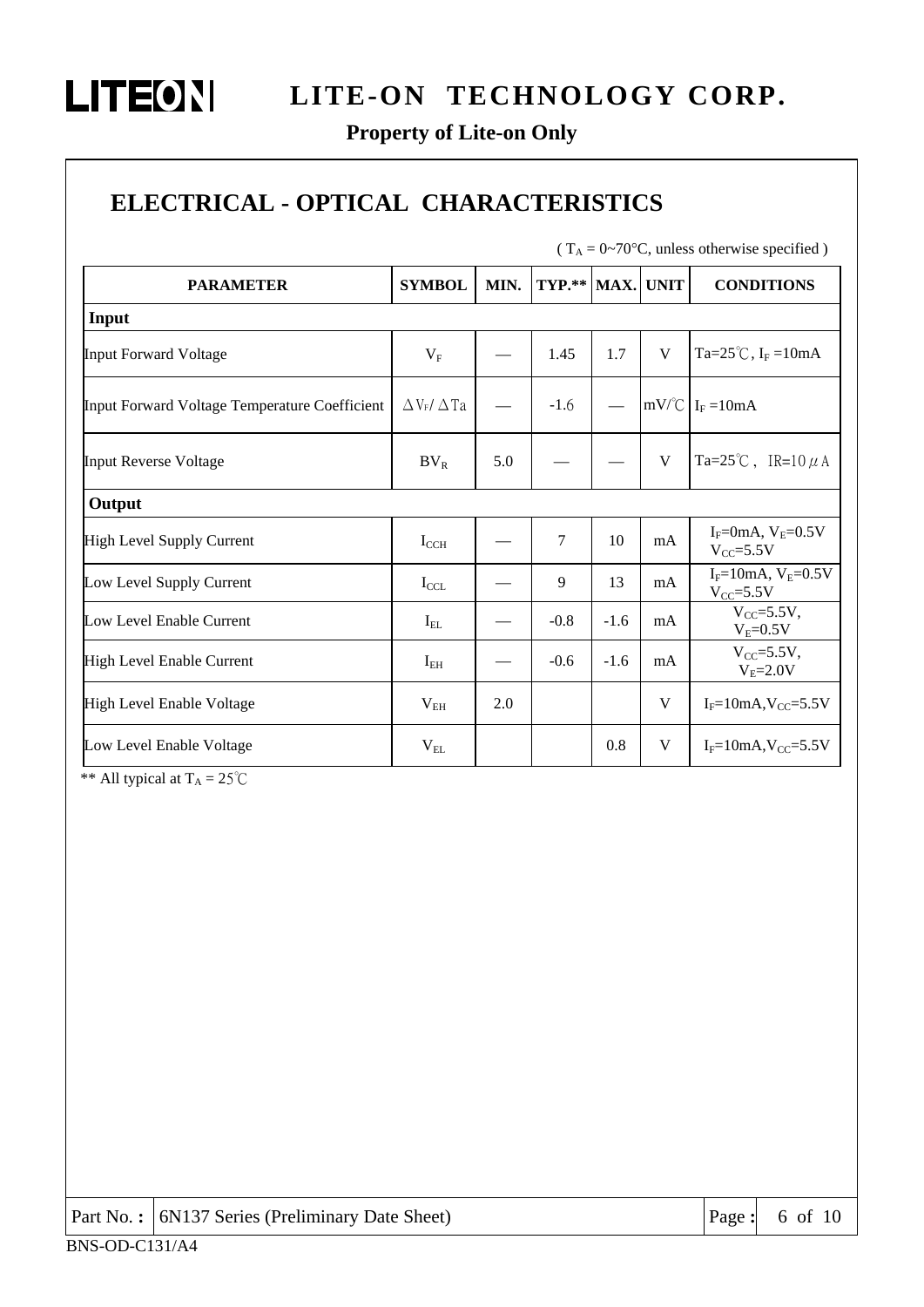## ELECTRICAL - OPTICAL CHARACTERISTICS

( $T_A$ = 0~70°C, unless otherwise specified )

| PARAMETER | SYMBOL | MIN. | TYP.** | MAX. | UNIT | CONDITIONS |
|---|---|---|---|---|---|---|
| **Input** | | | | | | |
| Input Forward Voltage | $V_F$ | — | 1.45 | 1.7 | V | Ta=25℃, $I_F$ =10mA |
| Input Forward Voltage Temperature Coefficient | $\Delta V_F / \Delta Ta$ | — | -1.6 | — | mV/℃ | $I_F$ =10mA |
| Input Reverse Voltage | $BV_R$ | 5.0 | — | — | V | Ta=25℃, IR=10μA |
| **Output** | | | | | | |
| High Level Supply Current | $I_{CCH}$ | — | 7 | 10 | mA | $I_F$=0mA, $V_E$=0.5V $V_{CC}$=5.5V |
| Low Level Supply Current | $I_{CCL}$ | — | 9 | 13 | mA | $I_F$=10mA, $V_E$=0.5V $V_{CC}$=5.5V |
| Low Level Enable Current | $I_{EL}$ | — | -0.8 | -1.6 | mA | $V_{CC}$=5.5V, $V_E$=0.5V |
| High Level Enable Current | $I_{EH}$ | — | -0.6 | -1.6 | mA | $V_{CC}$=5.5V, $V_E$=2.0V |
| High Level Enable Voltage | $V_{EH}$ | 2.0 | | | V | $I_F$=10mA,$V_{CC}$=5.5V |
| Low Level Enable Voltage | $V_{EL}$ | | | 0.8 | V | $I_F$=10mA,$V_{CC}$=5.5V |

** All typical at $T_A$ = 25℃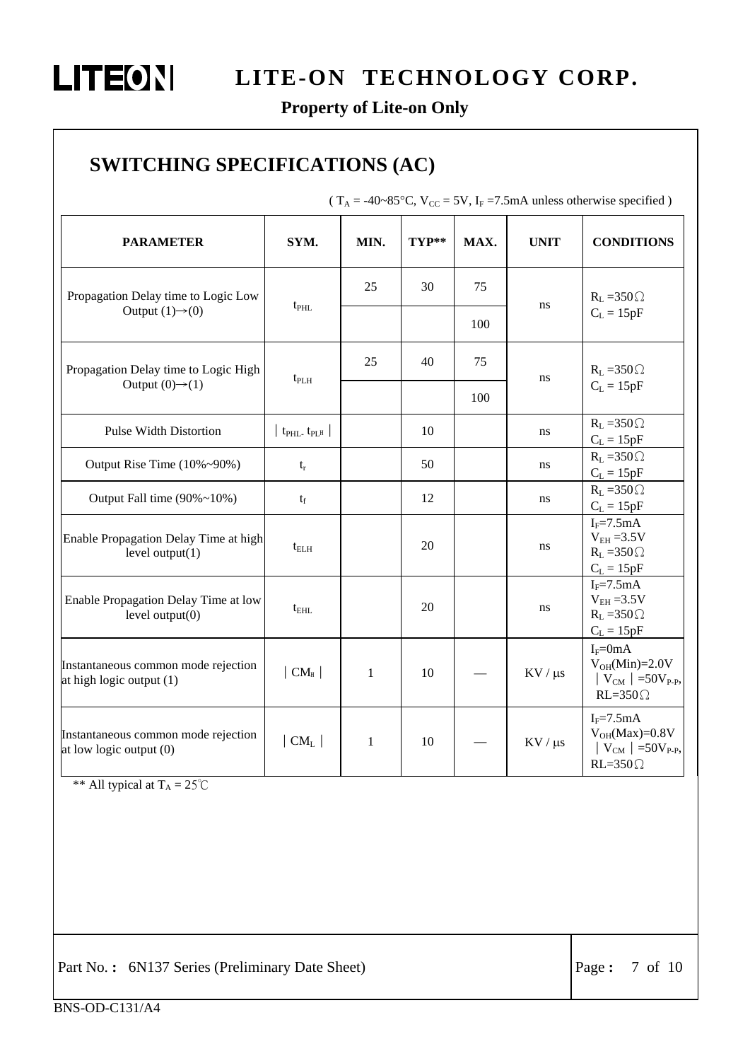## SWITCHING SPECIFICATIONS (AC)

( $T_A$ = -40~85°C, $V_{CC}$ = 5V, $I_F$ =7.5mA unless otherwise specified )

| PARAMETER | SYM. | MIN. | TYP** | MAX. | UNIT | CONDITIONS |
|---|---|---|---|---|---|---|
| Propagation Delay time to Logic Low Output (1)→(0) | $t_{PHL}$ | 25 | 30 | 75 | ns | $R_L$ =350Ω $C_L$ = 15pF |
| | | | | 100 | | |
| Propagation Delay time to Logic High Output (0)→(1) | $t_{PLH}$ | 25 | 40 | 75 | ns | $R_L$ =350Ω $C_L$ = 15pF |
| | | | | 100 | | |
| Pulse Width Distortion | $\vert t_{PHL}- t_{PLH} \vert$ | | 10 | | ns | $R_L$ =350Ω $C_L$ = 15pF |
| Output Rise Time (10%~90%) | $t_r$ | | 50 | | ns | $R_L$ =350Ω $C_L$ = 15pF |
| Output Fall time (90%~10%) | $t_f$ | | 12 | | ns | $R_L$ =350Ω $C_L$ = 15pF |
| Enable Propagation Delay Time at high level output(1) | $t_{ELH}$ | | 20 | | ns | $I_F$=7.5mA $V_{EH}$ =3.5V $R_L$ =350Ω $C_L$ = 15pF |
| Enable Propagation Delay Time at low level output(0) | $t_{EHL}$ | | 20 | | ns | $I_F$=7.5mA $V_{EH}$ =3.5V $R_L$ =350Ω $C_L$ = 15pF |
| Instantaneous common mode rejection at high logic output (1) | $\vert CM_H \vert$ | 1 | 10 | — | KV / μs | $I_F$=0mA $V_{OH}$(Min)=2.0V $\vert V_{CM} \vert$ =50$V_{P-P}$, RL=350Ω |
| Instantaneous common mode rejection at low logic output (0) | $\vert CM_L \vert$ | 1 | 10 | — | KV / μs | $I_F$=7.5mA $V_{OH}$(Max)=0.8V $\vert V_{CM} \vert$ =50$V_{P-P}$, RL=350Ω |

** All typical at $T_A$ = 25℃

Part No.： 6N137 Series (Preliminary Date Sheet)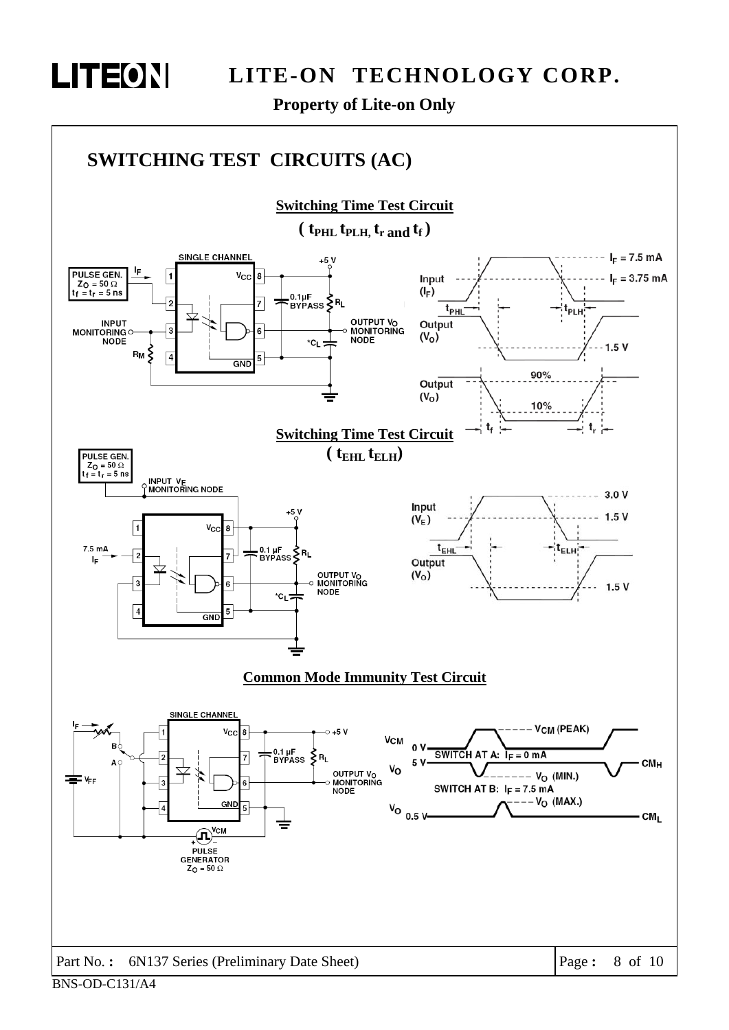## SWITCHING TEST CIRCUITS (AC)

**Switching Time Test Circuit**

**( $t_{PHL}$ $t_{PLH}$, $t_r$ and $t_f$ )**

SINGLE CHANNEL

PULSE GEN. $Z_O = 50\ \Omega$ $t_f = t_r = 5$ ns

$I_F$

INPUT MONITORING NODE

$R_M$

$V_{CC}$

GND

+5 V

0.1µF BYPASS

$R_L$

OUTPUT $V_O$ MONITORING NODE

$^*C_L$

Input ($I_F$)

$I_F = 7.5$ mA

$I_F = 3.75$ mA

$t_{PHL}$

$t_{PLH}$

Output ($V_O$)

1.5 V

Output ($V_O$)

90%

10%

$t_f$

$t_r$

**Switching Time Test Circuit**

**( $t_{EHL}$ $t_{ELH}$)**

PULSE GEN. $Z_O = 50\ \Omega$ $t_f = t_r = 5$ ns

INPUT $V_E$ MONITORING NODE

7.5 mA

$I_F$

$V_{CC}$

GND

+5 V

0.1 µF BYPASS

$R_L$

OUTPUT $V_O$ MONITORING NODE

$^*C_L$

Input ($V_E$)

3.0 V

1.5 V

$t_{EHL}$

$t_{ELH}$

Output ($V_O$)

1.5 V

**Common Mode Immunity Test Circuit**

SINGLE CHANNEL

$I_F$

B

A

$V_{FF}$

$V_{CC}$

GND

+5 V

0.1 µF BYPASS

$R_L$

OUTPUT $V_O$ MONITORING NODE

$V_{CM}$

PULSE GENERATOR $Z_O = 50\ \Omega$

$V_{CM}$ (PEAK)

$V_{CM}$ 0 V

SWITCH AT A: $I_F = 0$ mA

$V_O$ 5 V

$CM_H$

$V_O$ (MIN.)

SWITCH AT B: $I_F = 7.5$ mA

$V_O$ (MAX.)

$V_O$ 0.5 V

$CM_L$

Part No. : 6N137 Series (Preliminary Date Sheet)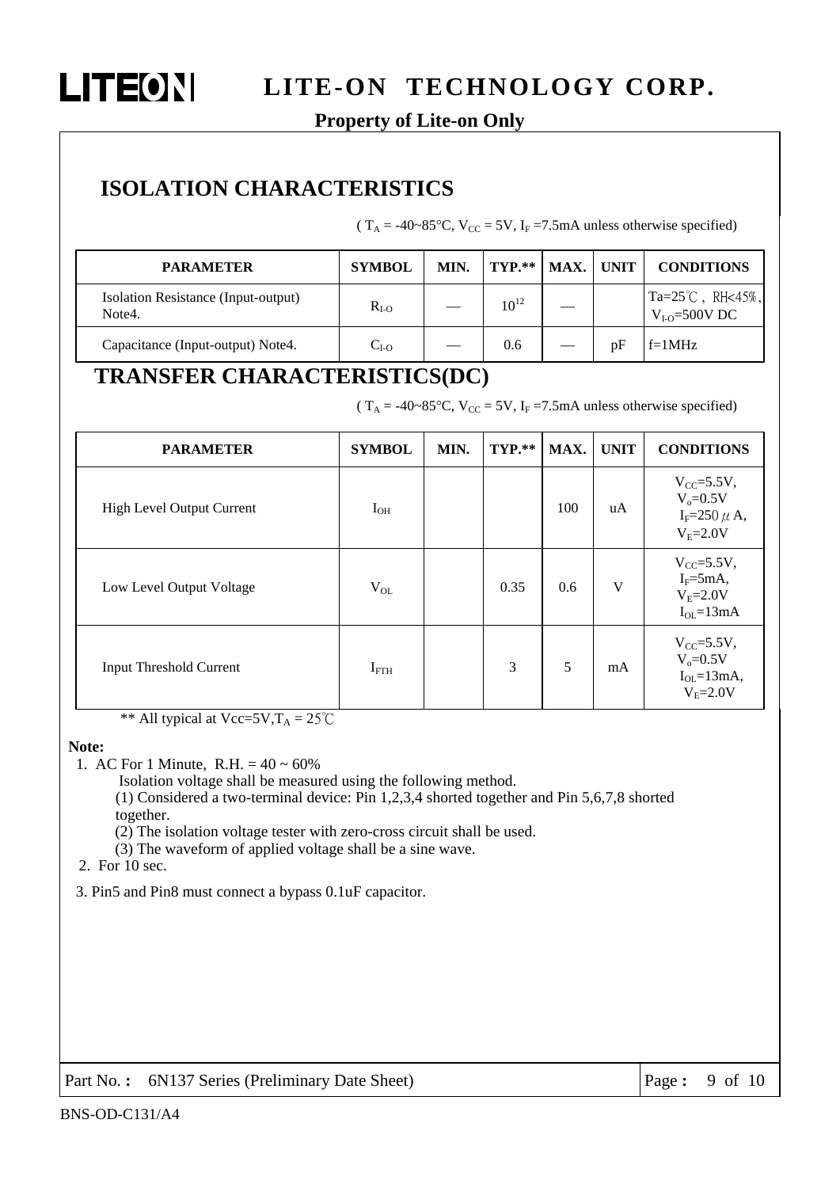## ISOLATION CHARACTERISTICS

( $T_A$ = -40~85°C, $V_{CC}$ = 5V, $I_F$ =7.5mA unless otherwise specified)

| PARAMETER | SYMBOL | MIN. | TYP.** | MAX. | UNIT | CONDITIONS |
|---|---|---|---|---|---|---|
| Isolation Resistance (Input-output) Note4. | $R_{I-O}$ | — | $10^{12}$ | — | | Ta=25℃，RH<45%，$V_{I-O}$=500V DC |
| Capacitance (Input-output) Note4. | $C_{I-O}$ | — | 0.6 | — | pF | f=1MHz |

## TRANSFER CHARACTERISTICS(DC)

( $T_A$ = -40~85°C, $V_{CC}$ = 5V, $I_F$ =7.5mA unless otherwise specified)

| PARAMETER | SYMBOL | MIN. | TYP.** | MAX. | UNIT | CONDITIONS |
|---|---|---|---|---|---|---|
| High Level Output Current | $I_{OH}$ | | | 100 | uA | $V_{CC}$=5.5V, $V_o$=0.5V $I_F$=250$\mu$A, $V_E$=2.0V |
| Low Level Output Voltage | $V_{OL}$ | | 0.35 | 0.6 | V | $V_{CC}$=5.5V, $I_F$=5mA, $V_E$=2.0V $I_{OL}$=13mA |
| Input Threshold Current | $I_{FTH}$ | | 3 | 5 | mA | $V_{CC}$=5.5V, $V_o$=0.5V $I_{OL}$=13mA, $V_E$=2.0V |

** All typical at Vcc=5V,$T_A$ = 25℃

**Note:**

1. AC For 1 Minute, R.H. = 40 ~ 60%
   Isolation voltage shall be measured using the following method.
   (1) Considered a two-terminal device: Pin 1,2,3,4 shorted together and Pin 5,6,7,8 shorted together.
   (2) The isolation voltage tester with zero-cross circuit shall be used.
   (3) The waveform of applied voltage shall be a sine wave.
2. For 10 sec.
3. Pin5 and Pin8 must connect a bypass 0.1uF capacitor.

Part No. : 6N137 Series (Preliminary Date Sheet)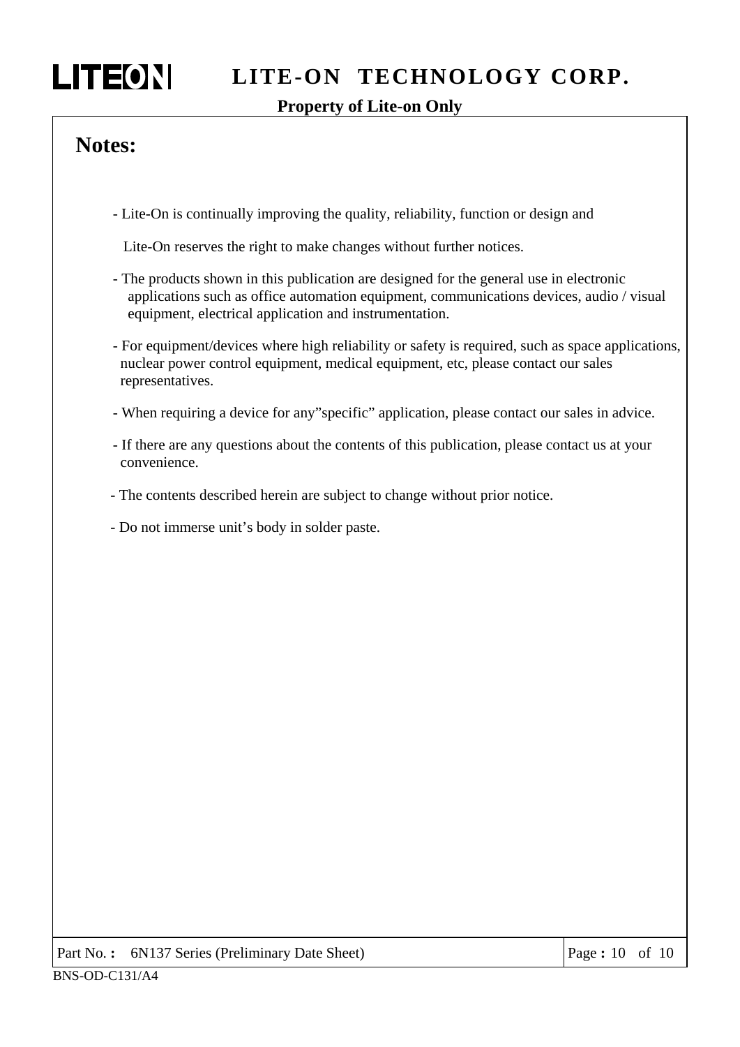## Notes:

- Lite-On is continually improving the quality, reliability, function or design and Lite-On reserves the right to make changes without further notices.
- The products shown in this publication are designed for the general use in electronic applications such as office automation equipment, communications devices, audio / visual equipment, electrical application and instrumentation.
- For equipment/devices where high reliability or safety is required, such as space applications, nuclear power control equipment, medical equipment, etc, please contact our sales representatives.
- When requiring a device for any"specific" application, please contact our sales in advice.
- If there are any questions about the contents of this publication, please contact us at your convenience.
- The contents described herein are subject to change without prior notice.
- Do not immerse unit's body in solder paste.